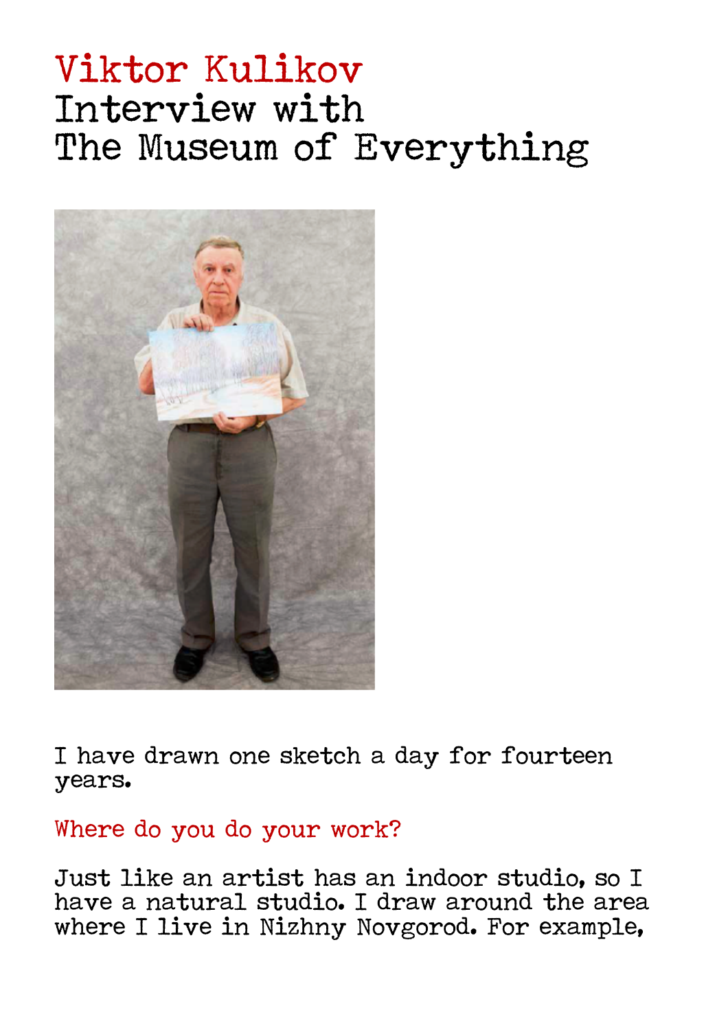# Viktor Kulikov
# Interview with The Museum of Everything

I have drawn one sketch a day for fourteen years.

**Where do you do your work?**

Just like an artist has an indoor studio, so I have a natural studio. I draw around the area where I live in Nizhny Novgorod. For example,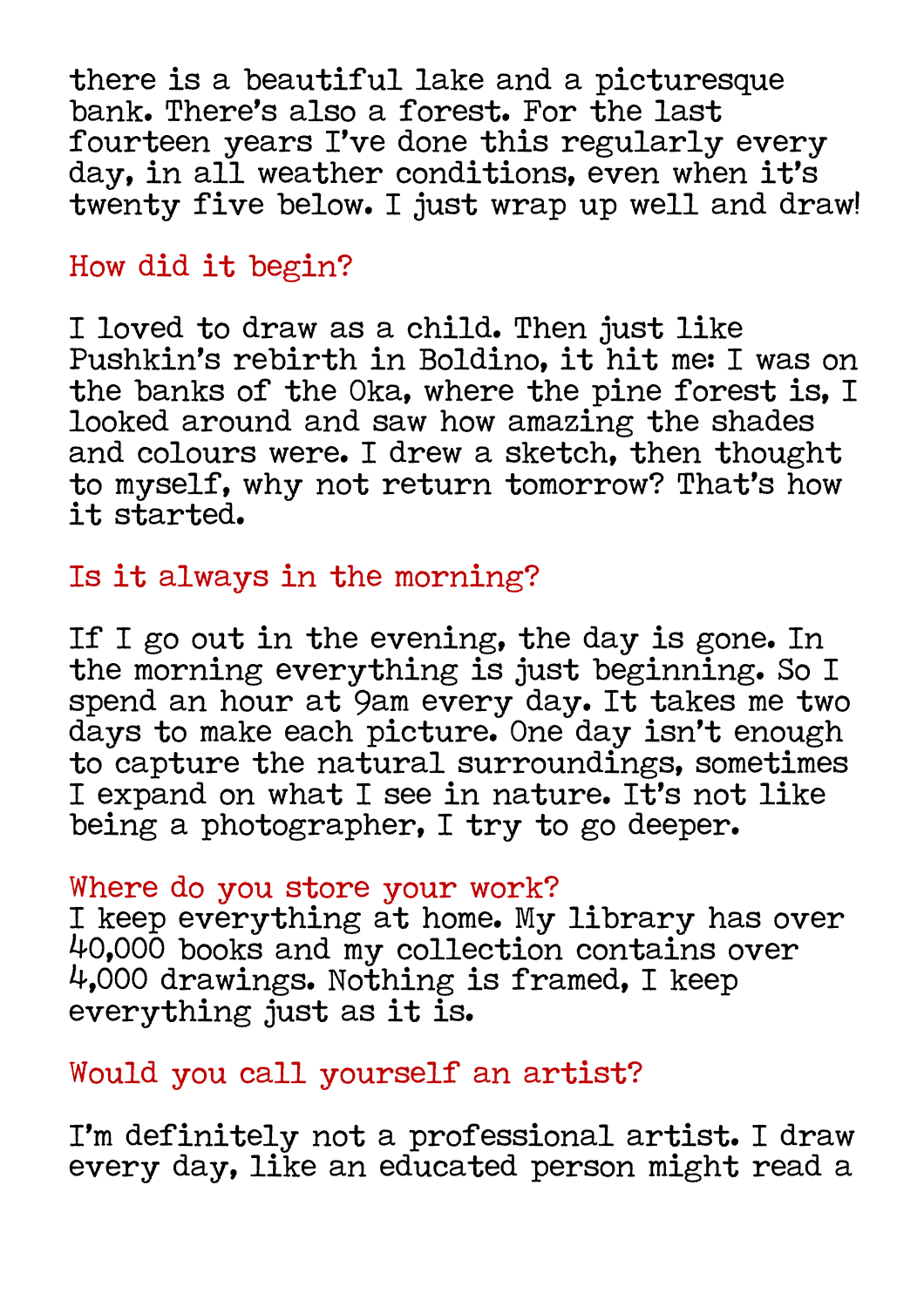there is a beautiful lake and a picturesque bank. There's also a forest. For the last fourteen years I've done this regularly every day, in all weather conditions, even when it's twenty five below. I just wrap up well and draw!

## How did it begin?

I loved to draw as a child. Then just like Pushkin's rebirth in Boldino, it hit me: I was on the banks of the Oka, where the pine forest is, I looked around and saw how amazing the shades and colours were. I drew a sketch, then thought to myself, why not return tomorrow? That's how it started.

## Is it always in the morning?

If I go out in the evening, the day is gone. In the morning everything is just beginning. So I spend an hour at 9am every day. It takes me two days to make each picture. One day isn't enough to capture the natural surroundings, sometimes I expand on what I see in nature. It's not like being a photographer, I try to go deeper.

## Where do you store your work?

I keep everything at home. My library has over 40,000 books and my collection contains over 4,000 drawings. Nothing is framed, I keep everything just as it is.

## Would you call yourself an artist?

I'm definitely not a professional artist. I draw every day, like an educated person might read a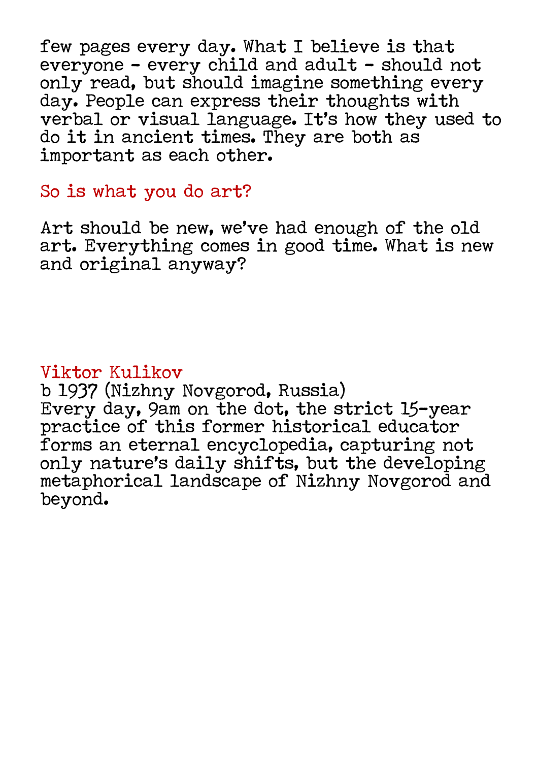few pages every day. What I believe is that everyone - every child and adult - should not only read, but should imagine something every day. People can express their thoughts with verbal or visual language. It's how they used to do it in ancient times. They are both as important as each other.

**So is what you do art?**

Art should be new, we've had enough of the old art. Everything comes in good time. What is new and original anyway?

## Viktor Kulikov

b 1937 (Nizhny Novgorod, Russia)
Every day, 9am on the dot, the strict 15-year practice of this former historical educator forms an eternal encyclopedia, capturing not only nature's daily shifts, but the developing metaphorical landscape of Nizhny Novgorod and beyond.